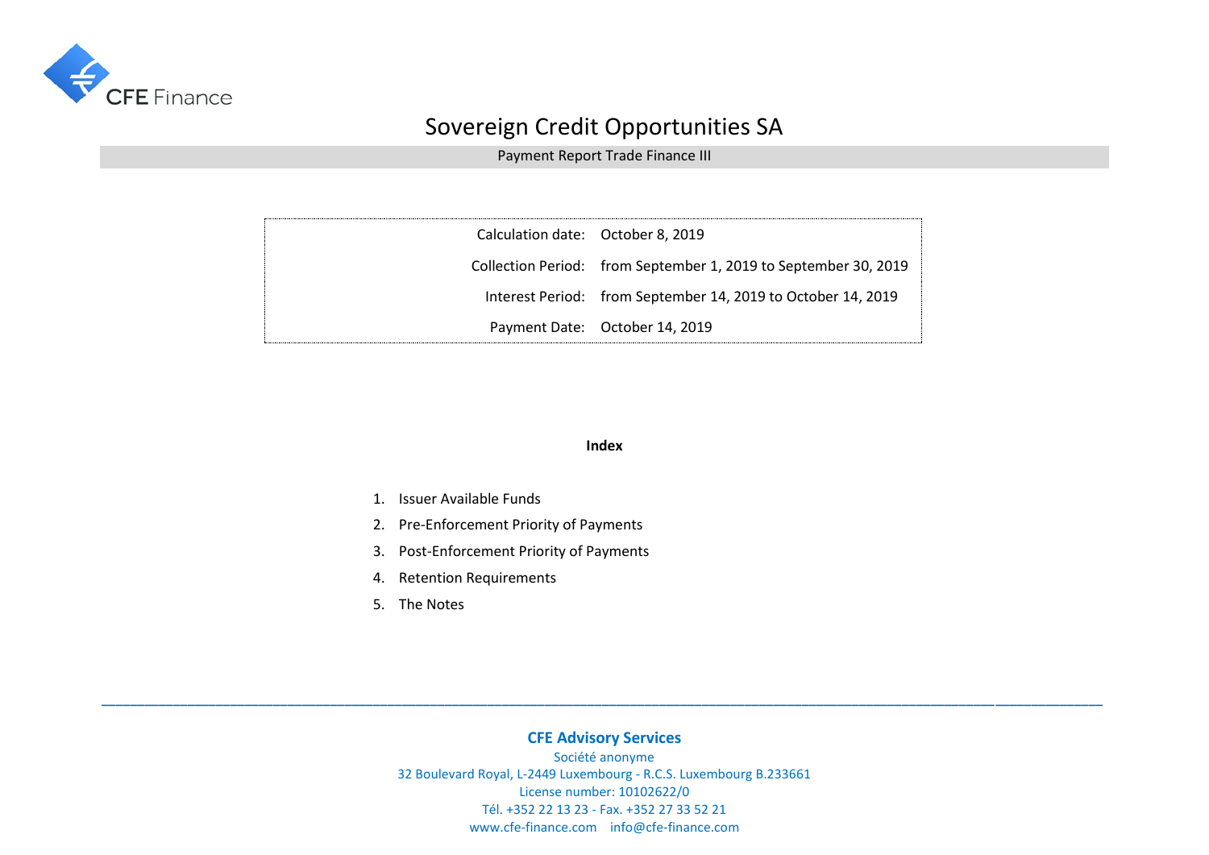CFE Finance

# Sovereign Credit Opportunities SA

## Payment Report Trade Finance III

| | |
|---|---|
| Calculation date: | October 8, 2019 |
| Collection Period: | from September 1, 2019 to September 30, 2019 |
| Interest Period: | from September 14, 2019 to October 14, 2019 |
| Payment Date: | October 14, 2019 |

**Index**

1. Issuer Available Funds
2. Pre-Enforcement Priority of Payments
3. Post-Enforcement Priority of Payments
4. Retention Requirements
5. The Notes

---

**CFE Advisory Services**

Société anonyme

32 Boulevard Royal, L-2449 Luxembourg - R.C.S. Luxembourg B.233661

License number: 10102622/0

Tél. +352 22 13 23 - Fax. +352 27 33 52 21

www.cfe-finance.com    info@cfe-finance.com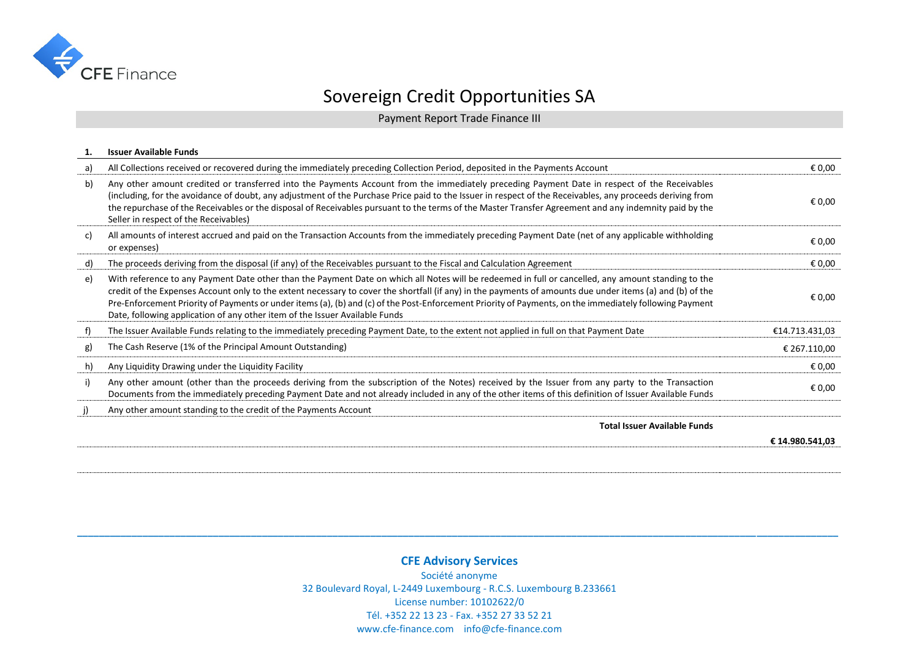# Sovereign Credit Opportunities SA

## Payment Report Trade Finance III

| 1. | Issuer Available Funds | |
|---|---|---|
| a) | All Collections received or recovered during the immediately preceding Collection Period, deposited in the Payments Account | € 0,00 |
| b) | Any other amount credited or transferred into the Payments Account from the immediately preceding Payment Date in respect of the Receivables (including, for the avoidance of doubt, any adjustment of the Purchase Price paid to the Issuer in respect of the Receivables, any proceeds deriving from the repurchase of the Receivables or the disposal of Receivables pursuant to the terms of the Master Transfer Agreement and any indemnity paid by the Seller in respect of the Receivables) | € 0,00 |
| c) | All amounts of interest accrued and paid on the Transaction Accounts from the immediately preceding Payment Date (net of any applicable withholding or expenses) | € 0,00 |
| d) | The proceeds deriving from the disposal (if any) of the Receivables pursuant to the Fiscal and Calculation Agreement | € 0,00 |
| e) | With reference to any Payment Date other than the Payment Date on which all Notes will be redeemed in full or cancelled, any amount standing to the credit of the Expenses Account only to the extent necessary to cover the shortfall (if any) in the payments of amounts due under items (a) and (b) of the Pre-Enforcement Priority of Payments or under items (a), (b) and (c) of the Post-Enforcement Priority of Payments, on the immediately following Payment Date, following application of any other item of the Issuer Available Funds | € 0,00 |
| f) | The Issuer Available Funds relating to the immediately preceding Payment Date, to the extent not applied in full on that Payment Date | €14.713.431,03 |
| g) | The Cash Reserve (1% of the Principal Amount Outstanding) | € 267.110,00 |
| h) | Any Liquidity Drawing under the Liquidity Facility | € 0,00 |
| i) | Any other amount (other than the proceeds deriving from the subscription of the Notes) received by the Issuer from any party to the Transaction Documents from the immediately preceding Payment Date and not already included in any of the other items of this definition of Issuer Available Funds | € 0,00 |
| j) | Any other amount standing to the credit of the Payments Account | |
| | **Total Issuer Available Funds** | **€ 14.980.541,03** |

**CFE Advisory Services**
Société anonyme
32 Boulevard Royal, L-2449 Luxembourg - R.C.S. Luxembourg B.233661
License number: 10102622/0
Tél. +352 22 13 23 - Fax. +352 27 33 52 21
www.cfe-finance.com info@cfe-finance.com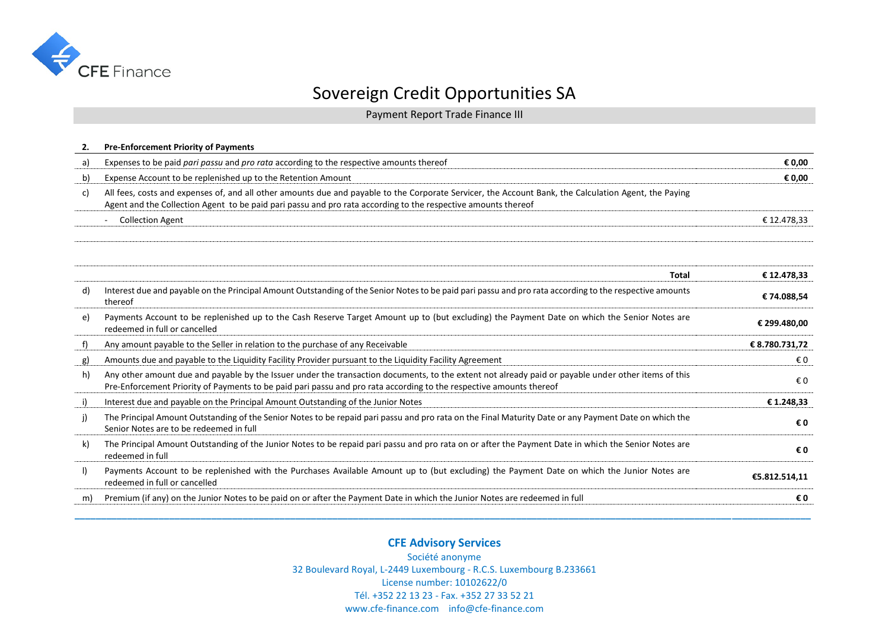# Sovereign Credit Opportunities SA

Payment Report Trade Finance III

| **2.** | **Pre-Enforcement Priority of Payments** | |
|---|---|---|
| a) | Expenses to be paid *pari passu* and *pro rata* according to the respective amounts thereof | **€ 0,00** |
| b) | Expense Account to be replenished up to the Retention Amount | **€ 0,00** |
| c) | All fees, costs and expenses of, and all other amounts due and payable to the Corporate Servicer, the Account Bank, the Calculation Agent, the Paying Agent and the Collection Agent to be paid pari passu and pro rata according to the respective amounts thereof | |
| | - Collection Agent | € 12.478,33 |
| | | |
| | **Total** | **€ 12.478,33** |
| d) | Interest due and payable on the Principal Amount Outstanding of the Senior Notes to be paid pari passu and pro rata according to the respective amounts thereof | **€ 74.088,54** |
| e) | Payments Account to be replenished up to the Cash Reserve Target Amount up to (but excluding) the Payment Date on which the Senior Notes are redeemed in full or cancelled | **€ 299.480,00** |
| f) | Any amount payable to the Seller in relation to the purchase of any Receivable | **€ 8.780.731,72** |
| g) | Amounts due and payable to the Liquidity Facility Provider pursuant to the Liquidity Facility Agreement | € 0 |
| h) | Any other amount due and payable by the Issuer under the transaction documents, to the extent not already paid or payable under other items of this Pre-Enforcement Priority of Payments to be paid pari passu and pro rata according to the respective amounts thereof | € 0 |
| i) | Interest due and payable on the Principal Amount Outstanding of the Junior Notes | **€ 1.248,33** |
| j) | The Principal Amount Outstanding of the Senior Notes to be repaid pari passu and pro rata on the Final Maturity Date or any Payment Date on which the Senior Notes are to be redeemed in full | **€ 0** |
| k) | The Principal Amount Outstanding of the Junior Notes to be repaid pari passu and pro rata on or after the Payment Date in which the Senior Notes are redeemed in full | **€ 0** |
| l) | Payments Account to be replenished with the Purchases Available Amount up to (but excluding) the Payment Date on which the Junior Notes are redeemed in full or cancelled | **€5.812.514,11** |
| m) | Premium (if any) on the Junior Notes to be paid on or after the Payment Date in which the Junior Notes are redeemed in full | **€ 0** |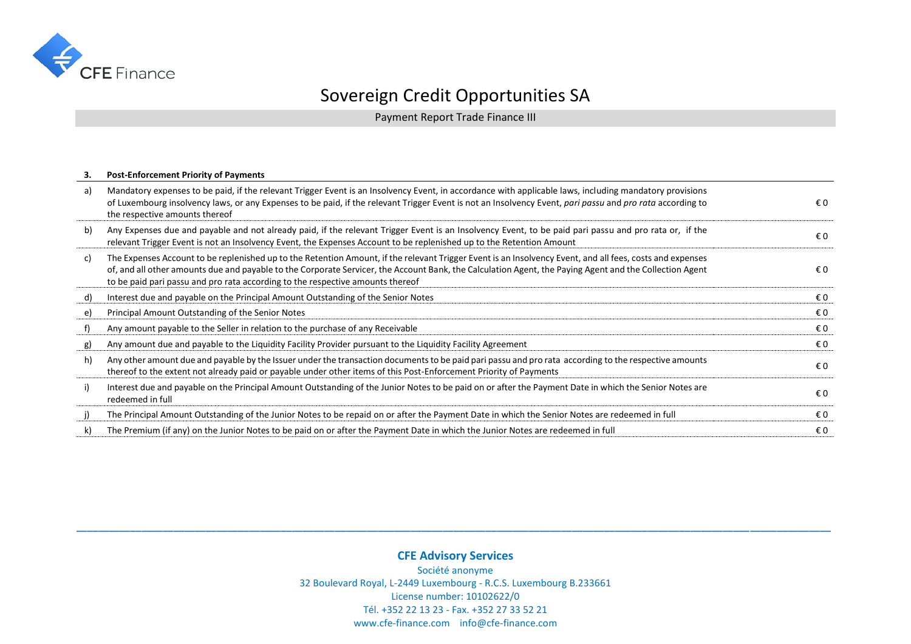# Sovereign Credit Opportunities SA

Payment Report Trade Finance III

**3. Post-Enforcement Priority of Payments**

| | | |
|---|---|---|
| a) | Mandatory expenses to be paid, if the relevant Trigger Event is an Insolvency Event, in accordance with applicable laws, including mandatory provisions of Luxembourg insolvency laws, or any Expenses to be paid, if the relevant Trigger Event is not an Insolvency Event, *pari passu* and *pro rata* according to the respective amounts thereof | € 0 |
| b) | Any Expenses due and payable and not already paid, if the relevant Trigger Event is an Insolvency Event, to be paid pari passu and pro rata or, if the relevant Trigger Event is not an Insolvency Event, the Expenses Account to be replenished up to the Retention Amount | € 0 |
| c) | The Expenses Account to be replenished up to the Retention Amount, if the relevant Trigger Event is an Insolvency Event, and all fees, costs and expenses of, and all other amounts due and payable to the Corporate Servicer, the Account Bank, the Calculation Agent, the Paying Agent and the Collection Agent to be paid pari passu and pro rata according to the respective amounts thereof | € 0 |
| d) | Interest due and payable on the Principal Amount Outstanding of the Senior Notes | € 0 |
| e) | Principal Amount Outstanding of the Senior Notes | € 0 |
| f) | Any amount payable to the Seller in relation to the purchase of any Receivable | € 0 |
| g) | Any amount due and payable to the Liquidity Facility Provider pursuant to the Liquidity Facility Agreement | € 0 |
| h) | Any other amount due and payable by the Issuer under the transaction documents to be paid pari passu and pro rata according to the respective amounts thereof to the extent not already paid or payable under other items of this Post-Enforcement Priority of Payments | € 0 |
| i) | Interest due and payable on the Principal Amount Outstanding of the Junior Notes to be paid on or after the Payment Date in which the Senior Notes are redeemed in full | € 0 |
| j) | The Principal Amount Outstanding of the Junior Notes to be repaid on or after the Payment Date in which the Senior Notes are redeemed in full | € 0 |
| k) | The Premium (if any) on the Junior Notes to be paid on or after the Payment Date in which the Junior Notes are redeemed in full | € 0 |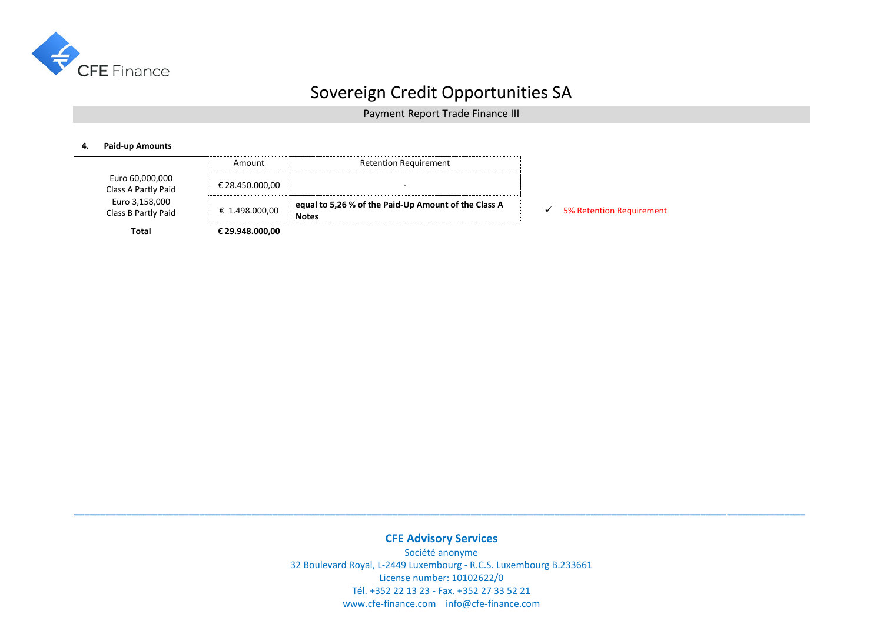# Sovereign Credit Opportunities SA

## Payment Report Trade Finance III

**4. Paid-up Amounts**

| | Amount | Retention Requirement | |
|---|---|---|---|
| Euro 60,000,000 Class A Partly Paid | € 28.450.000,00 | - | |
| Euro 3,158,000 Class B Partly Paid | € 1.498.000,00 | **equal to 5,26 % of the Paid-Up Amount of the Class A Notes** | ✓ 5% Retention Requirement |
| **Total** | **€ 29.948.000,00** | | |

**CFE Advisory Services**

Société anonyme

32 Boulevard Royal, L-2449 Luxembourg - R.C.S. Luxembourg B.233661

License number: 10102622/0

Tél. +352 22 13 23 - Fax. +352 27 33 52 21

www.cfe-finance.com info@cfe-finance.com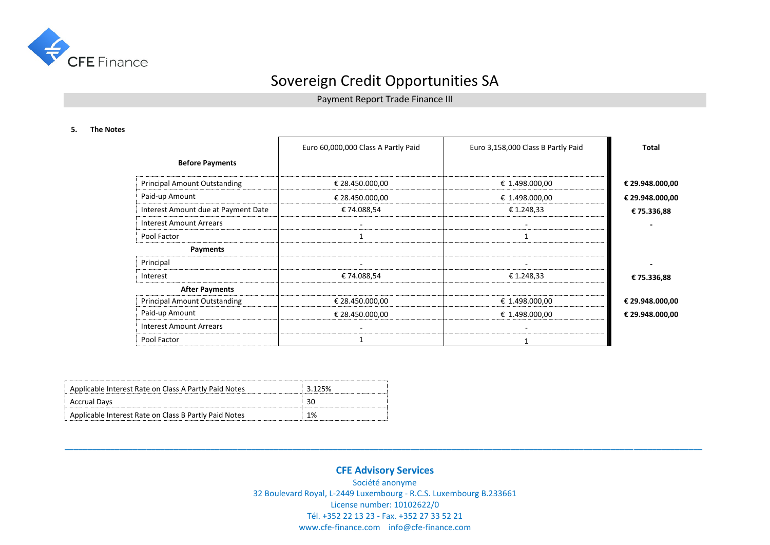# Sovereign Credit Opportunities SA

Payment Report Trade Finance III

**5. The Notes**

| **Before Payments** | Euro 60,000,000 Class A Partly Paid | Euro 3,158,000 Class B Partly Paid | **Total** |
|---|---|---|---|
| Principal Amount Outstanding | € 28.450.000,00 | € 1.498.000,00 | **€ 29.948.000,00** |
| Paid-up Amount | € 28.450.000,00 | € 1.498.000,00 | **€ 29.948.000,00** |
| Interest Amount due at Payment Date | € 74.088,54 | € 1.248,33 | **€ 75.336,88** |
| Interest Amount Arrears | - | - | **-** |
| Pool Factor | 1 | 1 | |
| **Payments** | | | |
| Principal | - | - | **-** |
| Interest | € 74.088,54 | € 1.248,33 | **€ 75.336,88** |
| **After Payments** | | | |
| Principal Amount Outstanding | € 28.450.000,00 | € 1.498.000,00 | **€ 29.948.000,00** |
| Paid-up Amount | € 28.450.000,00 | € 1.498.000,00 | **€ 29.948.000,00** |
| Interest Amount Arrears | - | - | |
| Pool Factor | 1 | 1 | |

| | |
|---|---|
| Applicable Interest Rate on Class A Partly Paid Notes | 3.125% |
| Accrual Days | 30 |
| Applicable Interest Rate on Class B Partly Paid Notes | 1% |

**CFE Advisory Services**

Société anonyme

32 Boulevard Royal, L-2449 Luxembourg - R.C.S. Luxembourg B.233661

License number: 10102622/0

Tél. +352 22 13 23 - Fax. +352 27 33 52 21

www.cfe-finance.com info@cfe-finance.com